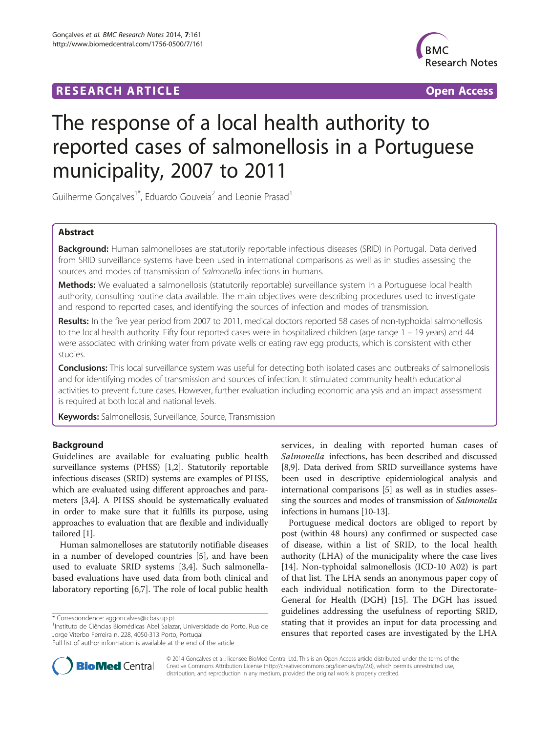RESEARCH ARTICLE Open Access

# The response of a local health authority to reported cases of salmonellosis in a Portuguese municipality, 2007 to 2011

Guilherme Gonçalves[1*], Eduardo Gouveia[2] and Leonie Prasad[1]

## Abstract

**Background:** Human salmonelloses are statutorily reportable infectious diseases (SRID) in Portugal. Data derived from SRID surveillance systems have been used in international comparisons as well as in studies assessing the sources and modes of transmission of *Salmonella* infections in humans.

**Methods:** We evaluated a salmonellosis (statutorily reportable) surveillance system in a Portuguese local health authority, consulting routine data available. The main objectives were describing procedures used to investigate and respond to reported cases, and identifying the sources of infection and modes of transmission.

**Results:** In the five year period from 2007 to 2011, medical doctors reported 58 cases of non-typhoidal salmonellosis to the local health authority. Fifty four reported cases were in hospitalized children (age range 1 – 19 years) and 44 were associated with drinking water from private wells or eating raw egg products, which is consistent with other studies.

**Conclusions:** This local surveillance system was useful for detecting both isolated cases and outbreaks of salmonellosis and for identifying modes of transmission and sources of infection. It stimulated community health educational activities to prevent future cases. However, further evaluation including economic analysis and an impact assessment is required at both local and national levels.

**Keywords:** Salmonellosis, Surveillance, Source, Transmission

## Background

Guidelines are available for evaluating public health surveillance systems (PHSS) [1,2]. Statutorily reportable infectious diseases (SRID) systems are examples of PHSS, which are evaluated using different approaches and parameters [3,4]. A PHSS should be systematically evaluated in order to make sure that it fulfills its purpose, using approaches to evaluation that are flexible and individually tailored [1].

Human salmonelloses are statutorily notifiable diseases in a number of developed countries [5], and have been used to evaluate SRID systems [3,4]. Such salmonella-based evaluations have used data from both clinical and laboratory reporting [6,7]. The role of local public health services, in dealing with reported human cases of *Salmonella* infections, has been described and discussed [8,9]. Data derived from SRID surveillance systems have been used in descriptive epidemiological analysis and international comparisons [5] as well as in studies assessing the sources and modes of transmission of *Salmonella* infections in humans [10-13].

Portuguese medical doctors are obliged to report by post (within 48 hours) any confirmed or suspected case of disease, within a list of SRID, to the local health authority (LHA) of the municipality where the case lives [14]. Non-typhoidal salmonellosis (ICD-10 A02) is part of that list. The LHA sends an anonymous paper copy of each individual notification form to the Directorate-General for Health (DGH) [15]. The DGH has issued guidelines addressing the usefulness of reporting SRID, stating that it provides an input for data processing and ensures that reported cases are investigated by the LHA

\* Correspondence: aggoncalves@icbas.up.pt

[1]Instituto de Ciências Biomédicas Abel Salazar, Universidade do Porto, Rua de Jorge Viterbo Ferreira n. 228, 4050-313 Porto, Portugal

Full list of author information is available at the end of the article

© 2014 Gonçalves et al.; licensee BioMed Central Ltd. This is an Open Access article distributed under the terms of the Creative Commons Attribution License (http://creativecommons.org/licenses/by/2.0), which permits unrestricted use, distribution, and reproduction in any medium, provided the original work is properly credited.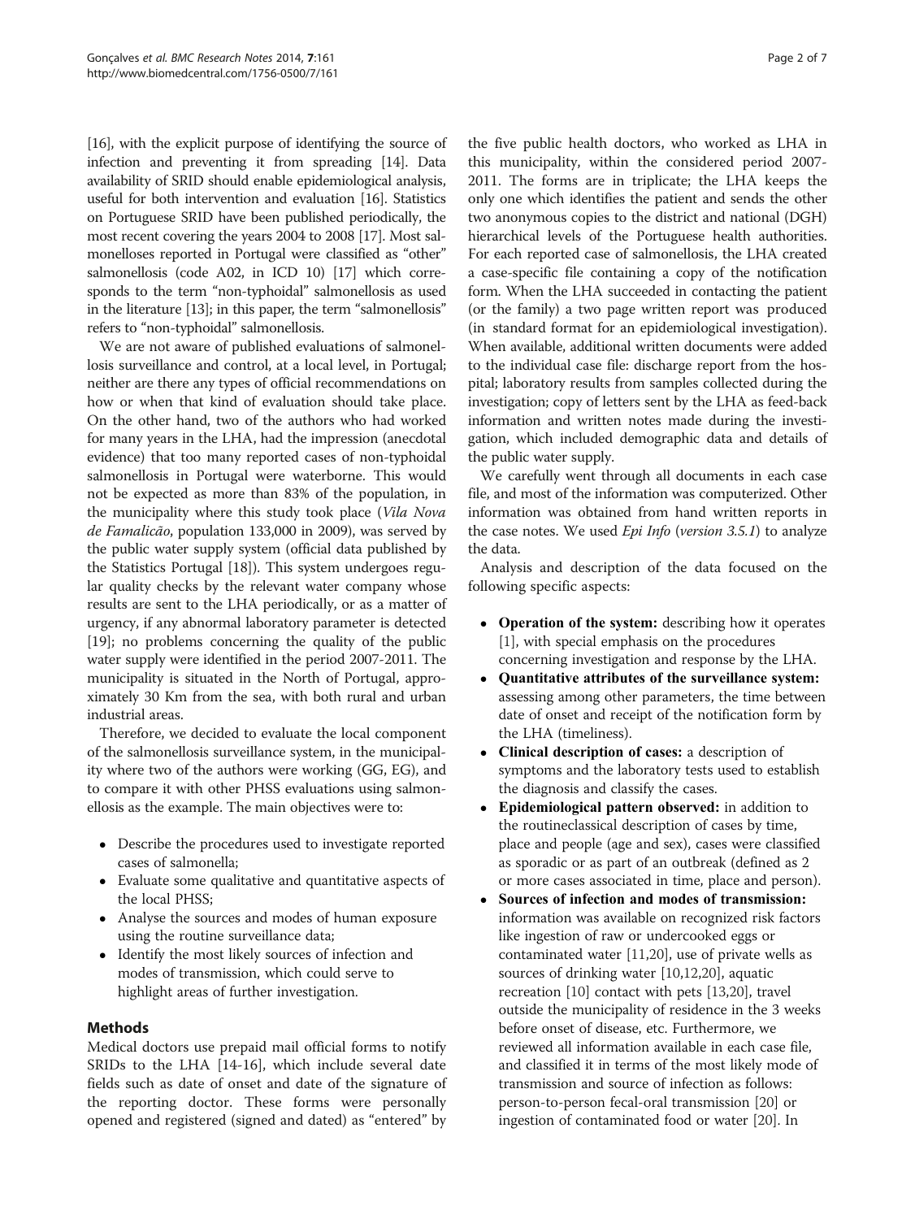[16], with the explicit purpose of identifying the source of infection and preventing it from spreading [14]. Data availability of SRID should enable epidemiological analysis, useful for both intervention and evaluation [16]. Statistics on Portuguese SRID have been published periodically, the most recent covering the years 2004 to 2008 [17]. Most salmonelloses reported in Portugal were classified as "other" salmonellosis (code A02, in ICD 10) [17] which corresponds to the term "non-typhoidal" salmonellosis as used in the literature [13]; in this paper, the term "salmonellosis" refers to "non-typhoidal" salmonellosis.

We are not aware of published evaluations of salmonellosis surveillance and control, at a local level, in Portugal; neither are there any types of official recommendations on how or when that kind of evaluation should take place. On the other hand, two of the authors who had worked for many years in the LHA, had the impression (anecdotal evidence) that too many reported cases of non-typhoidal salmonellosis in Portugal were waterborne. This would not be expected as more than 83% of the population, in the municipality where this study took place (*Vila Nova de Famalicão*, population 133,000 in 2009), was served by the public water supply system (official data published by the Statistics Portugal [18]). This system undergoes regular quality checks by the relevant water company whose results are sent to the LHA periodically, or as a matter of urgency, if any abnormal laboratory parameter is detected [19]; no problems concerning the quality of the public water supply were identified in the period 2007-2011. The municipality is situated in the North of Portugal, approximately 30 Km from the sea, with both rural and urban industrial areas.

Therefore, we decided to evaluate the local component of the salmonellosis surveillance system, in the municipality where two of the authors were working (GG, EG), and to compare it with other PHSS evaluations using salmonellosis as the example. The main objectives were to:

- Describe the procedures used to investigate reported cases of salmonella;
- Evaluate some qualitative and quantitative aspects of the local PHSS;
- Analyse the sources and modes of human exposure using the routine surveillance data;
- Identify the most likely sources of infection and modes of transmission, which could serve to highlight areas of further investigation.

## Methods

Medical doctors use prepaid mail official forms to notify SRIDs to the LHA [14-16], which include several date fields such as date of onset and date of the signature of the reporting doctor. These forms were personally opened and registered (signed and dated) as "entered" by the five public health doctors, who worked as LHA in this municipality, within the considered period 2007-2011. The forms are in triplicate; the LHA keeps the only one which identifies the patient and sends the other two anonymous copies to the district and national (DGH) hierarchical levels of the Portuguese health authorities. For each reported case of salmonellosis, the LHA created a case-specific file containing a copy of the notification form. When the LHA succeeded in contacting the patient (or the family) a two page written report was produced (in standard format for an epidemiological investigation). When available, additional written documents were added to the individual case file: discharge report from the hospital; laboratory results from samples collected during the investigation; copy of letters sent by the LHA as feed-back information and written notes made during the investigation, which included demographic data and details of the public water supply.

We carefully went through all documents in each case file, and most of the information was computerized. Other information was obtained from hand written reports in the case notes. We used *Epi Info* (*version 3.5.1*) to analyze the data.

Analysis and description of the data focused on the following specific aspects:

- **Operation of the system:** describing how it operates [1], with special emphasis on the procedures concerning investigation and response by the LHA.
- **Quantitative attributes of the surveillance system:** assessing among other parameters, the time between date of onset and receipt of the notification form by the LHA (timeliness).
- **Clinical description of cases:** a description of symptoms and the laboratory tests used to establish the diagnosis and classify the cases.
- **Epidemiological pattern observed:** in addition to the routineclassical description of cases by time, place and people (age and sex), cases were classified as sporadic or as part of an outbreak (defined as 2 or more cases associated in time, place and person).
- **Sources of infection and modes of transmission:** information was available on recognized risk factors like ingestion of raw or undercooked eggs or contaminated water [11,20], use of private wells as sources of drinking water [10,12,20], aquatic recreation [10] contact with pets [13,20], travel outside the municipality of residence in the 3 weeks before onset of disease, etc. Furthermore, we reviewed all information available in each case file, and classified it in terms of the most likely mode of transmission and source of infection as follows: person-to-person fecal-oral transmission [20] or ingestion of contaminated food or water [20]. In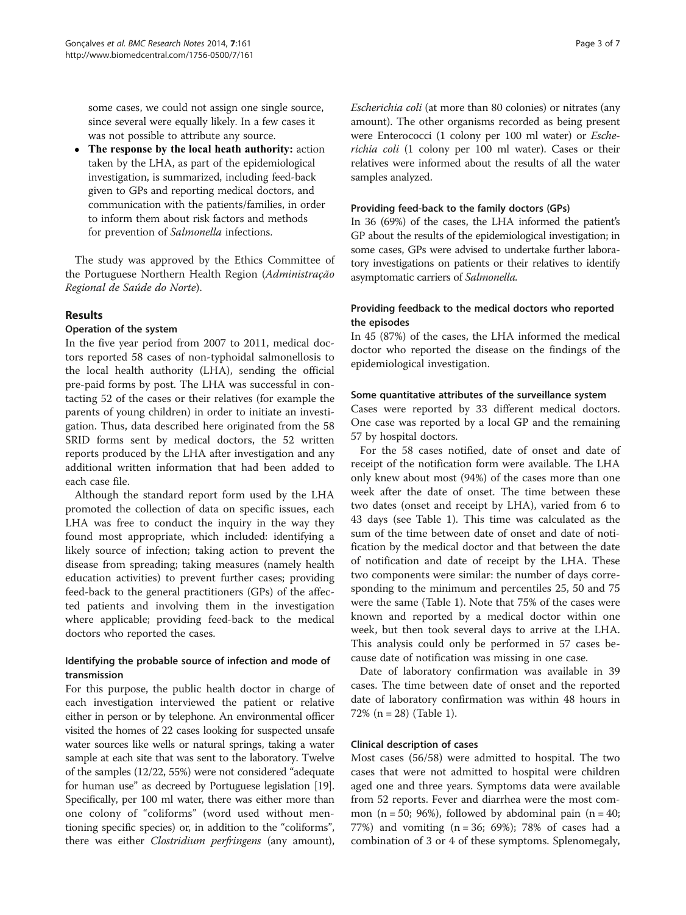some cases, we could not assign one single source, since several were equally likely. In a few cases it was not possible to attribute any source.

- **The response by the local heath authority:** action taken by the LHA, as part of the epidemiological investigation, is summarized, including feed-back given to GPs and reporting medical doctors, and communication with the patients/families, in order to inform them about risk factors and methods for prevention of *Salmonella* infections.

The study was approved by the Ethics Committee of the Portuguese Northern Health Region (*Administração Regional de Saúde do Norte*).

## Results

### Operation of the system

In the five year period from 2007 to 2011, medical doctors reported 58 cases of non-typhoidal salmonellosis to the local health authority (LHA), sending the official pre-paid forms by post. The LHA was successful in contacting 52 of the cases or their relatives (for example the parents of young children) in order to initiate an investigation. Thus, data described here originated from the 58 SRID forms sent by medical doctors, the 52 written reports produced by the LHA after investigation and any additional written information that had been added to each case file.

Although the standard report form used by the LHA promoted the collection of data on specific issues, each LHA was free to conduct the inquiry in the way they found most appropriate, which included: identifying a likely source of infection; taking action to prevent the disease from spreading; taking measures (namely health education activities) to prevent further cases; providing feed-back to the general practitioners (GPs) of the affected patients and involving them in the investigation where applicable; providing feed-back to the medical doctors who reported the cases.

### Identifying the probable source of infection and mode of transmission

For this purpose, the public health doctor in charge of each investigation interviewed the patient or relative either in person or by telephone. An environmental officer visited the homes of 22 cases looking for suspected unsafe water sources like wells or natural springs, taking a water sample at each site that was sent to the laboratory. Twelve of the samples (12/22, 55%) were not considered "adequate for human use" as decreed by Portuguese legislation [19]. Specifically, per 100 ml water, there was either more than one colony of "coliforms" (word used without mentioning specific species) or, in addition to the "coliforms", there was either *Clostridium perfringens* (any amount), *Escherichia coli* (at more than 80 colonies) or nitrates (any amount). The other organisms recorded as being present were Enterococci (1 colony per 100 ml water) or *Escherichia coli* (1 colony per 100 ml water). Cases or their relatives were informed about the results of all the water samples analyzed.

### Providing feed-back to the family doctors (GPs)

In 36 (69%) of the cases, the LHA informed the patient's GP about the results of the epidemiological investigation; in some cases, GPs were advised to undertake further laboratory investigations on patients or their relatives to identify asymptomatic carriers of *Salmonella*.

### Providing feedback to the medical doctors who reported the episodes

In 45 (87%) of the cases, the LHA informed the medical doctor who reported the disease on the findings of the epidemiological investigation.

### Some quantitative attributes of the surveillance system

Cases were reported by 33 different medical doctors. One case was reported by a local GP and the remaining 57 by hospital doctors.

For the 58 cases notified, date of onset and date of receipt of the notification form were available. The LHA only knew about most (94%) of the cases more than one week after the date of onset. The time between these two dates (onset and receipt by LHA), varied from 6 to 43 days (see Table 1). This time was calculated as the sum of the time between date of onset and date of notification by the medical doctor and that between the date of notification and date of receipt by the LHA. These two components were similar: the number of days corresponding to the minimum and percentiles 25, 50 and 75 were the same (Table 1). Note that 75% of the cases were known and reported by a medical doctor within one week, but then took several days to arrive at the LHA. This analysis could only be performed in 57 cases because date of notification was missing in one case.

Date of laboratory confirmation was available in 39 cases. The time between date of onset and the reported date of laboratory confirmation was within 48 hours in 72% (n = 28) (Table 1).

### Clinical description of cases

Most cases (56/58) were admitted to hospital. The two cases that were not admitted to hospital were children aged one and three years. Symptoms data were available from 52 reports. Fever and diarrhea were the most common (n = 50; 96%), followed by abdominal pain (n = 40; 77%) and vomiting (n = 36; 69%); 78% of cases had a combination of 3 or 4 of these symptoms. Splenomegaly,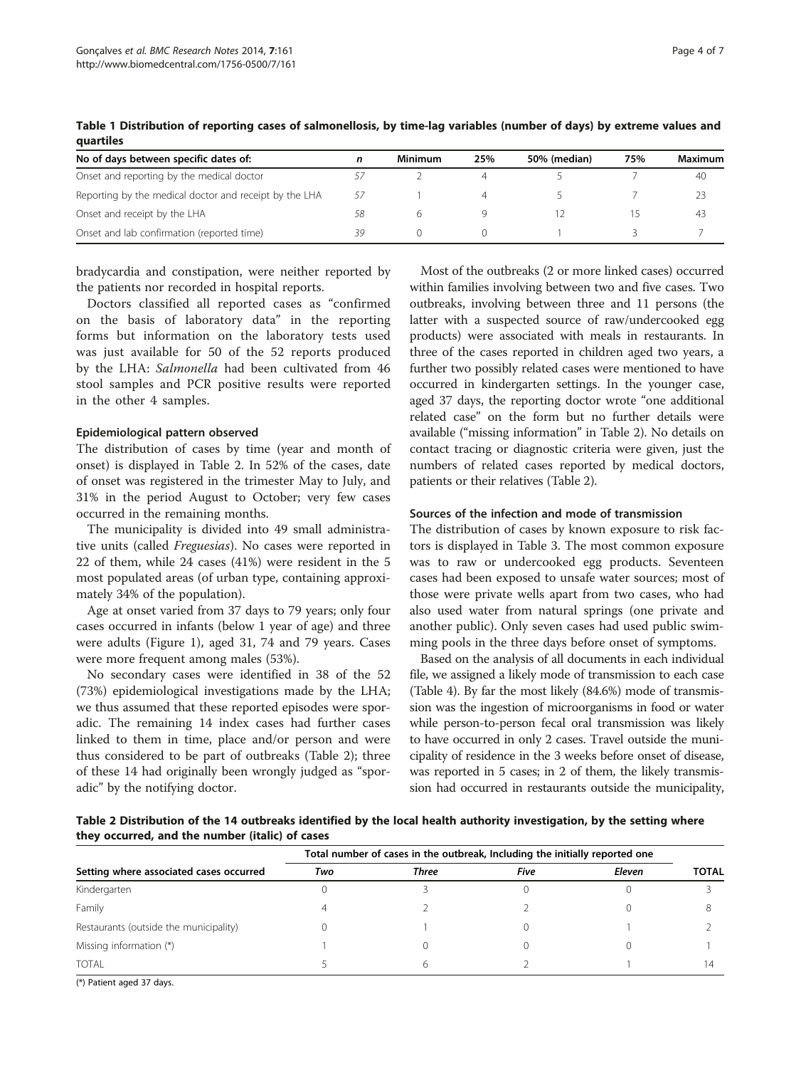**Table 1 Distribution of reporting cases of salmonellosis, by time-lag variables (number of days) by extreme values and quartiles**

| No of days between specific dates of: | n | Minimum | 25% | 50% (median) | 75% | Maximum |
|---|---|---|---|---|---|---|
| Onset and reporting by the medical doctor | 57 | 2 | 4 | 5 | 7 | 40 |
| Reporting by the medical doctor and receipt by the LHA | 57 | 1 | 4 | 5 | 7 | 23 |
| Onset and receipt by the LHA | 58 | 6 | 9 | 12 | 15 | 43 |
| Onset and lab confirmation (reported time) | 39 | 0 | 0 | 1 | 3 | 7 |

bradycardia and constipation, were neither reported by the patients nor recorded in hospital reports.

Doctors classified all reported cases as "confirmed on the basis of laboratory data" in the reporting forms but information on the laboratory tests used was just available for 50 of the 52 reports produced by the LHA: *Salmonella* had been cultivated from 46 stool samples and PCR positive results were reported in the other 4 samples.

### Epidemiological pattern observed

The distribution of cases by time (year and month of onset) is displayed in Table 2. In 52% of the cases, date of onset was registered in the trimester May to July, and 31% in the period August to October; very few cases occurred in the remaining months.

The municipality is divided into 49 small administrative units (called *Freguesias*). No cases were reported in 22 of them, while 24 cases (41%) were resident in the 5 most populated areas (of urban type, containing approximately 34% of the population).

Age at onset varied from 37 days to 79 years; only four cases occurred in infants (below 1 year of age) and three were adults (Figure 1), aged 31, 74 and 79 years. Cases were more frequent among males (53%).

No secondary cases were identified in 38 of the 52 (73%) epidemiological investigations made by the LHA; we thus assumed that these reported episodes were sporadic. The remaining 14 index cases had further cases linked to them in time, place and/or person and were thus considered to be part of outbreaks (Table 2); three of these 14 had originally been wrongly judged as "sporadic" by the notifying doctor.

Most of the outbreaks (2 or more linked cases) occurred within families involving between two and five cases. Two outbreaks, involving between three and 11 persons (the latter with a suspected source of raw/undercooked egg products) were associated with meals in restaurants. In three of the cases reported in children aged two years, a further two possibly related cases were mentioned to have occurred in kindergarten settings. In the younger case, aged 37 days, the reporting doctor wrote "one additional related case" on the form but no further details were available ("missing information" in Table 2). No details on contact tracing or diagnostic criteria were given, just the numbers of related cases reported by medical doctors, patients or their relatives (Table 2).

### Sources of the infection and mode of transmission

The distribution of cases by known exposure to risk factors is displayed in Table 3. The most common exposure was to raw or undercooked egg products. Seventeen cases had been exposed to unsafe water sources; most of those were private wells apart from two cases, who had also used water from natural springs (one private and another public). Only seven cases had used public swimming pools in the three days before onset of symptoms.

Based on the analysis of all documents in each individual file, we assigned a likely mode of transmission to each case (Table 4). By far the most likely (84.6%) mode of transmission was the ingestion of microorganisms in food or water while person-to-person fecal oral transmission was likely to have occurred in only 2 cases. Travel outside the municipality of residence in the 3 weeks before onset of disease, was reported in 5 cases; in 2 of them, the likely transmission had occurred in restaurants outside the municipality,

**Table 2 Distribution of the 14 outbreaks identified by the local health authority investigation, by the setting where they occurred, and the number (italic) of cases**

| Setting where associated cases occurred | Total number of cases in the outbreak, Including the initially reported one | | | | TOTAL |
|---|---|---|---|---|---|
| | *Two* | *Three* | *Five* | *Eleven* | |
| Kindergarten | 0 | 3 | 0 | 0 | 3 |
| Family | 4 | 2 | 2 | 0 | 8 |
| Restaurants (outside the municipality) | 0 | 1 | 0 | 1 | 2 |
| Missing information (*) | 1 | 0 | 0 | 0 | 1 |
| TOTAL | 5 | 6 | 2 | 1 | 14 |

(*) Patient aged 37 days.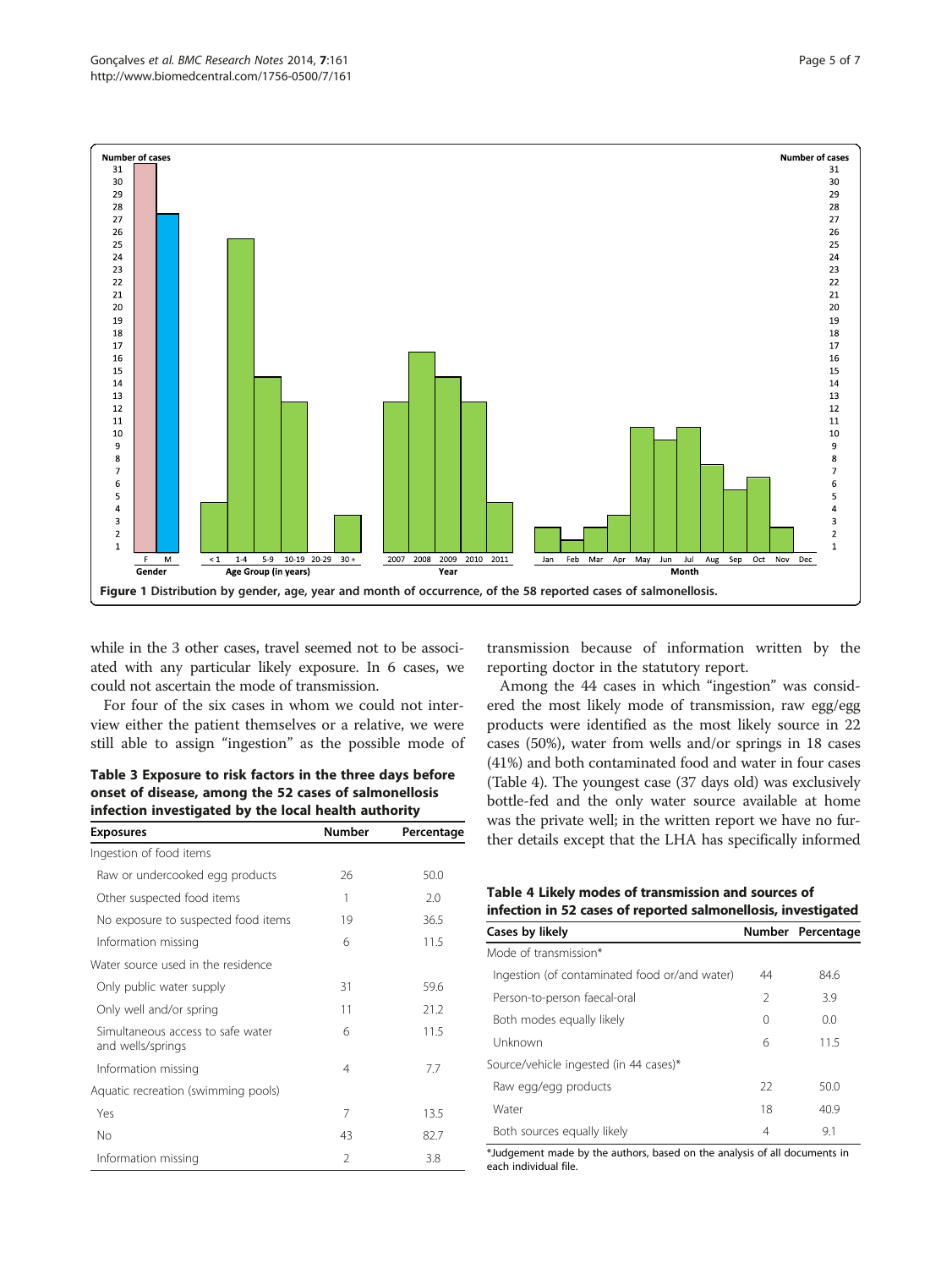Figure 1 Distribution by gender, age, year and month of occurrence, of the 58 reported cases of salmonellosis.

while in the 3 other cases, travel seemed not to be associated with any particular likely exposure. In 6 cases, we could not ascertain the mode of transmission.

For four of the six cases in whom we could not interview either the patient themselves or a relative, we were still able to assign "ingestion" as the possible mode of transmission because of information written by the reporting doctor in the statutory report.

Among the 44 cases in which "ingestion" was considered the most likely mode of transmission, raw egg/egg products were identified as the most likely source in 22 cases (50%), water from wells and/or springs in 18 cases (41%) and both contaminated food and water in four cases (Table 4). The youngest case (37 days old) was exclusively bottle-fed and the only water source available at home was the private well; in the written report we have no further details except that the LHA has specifically informed

**Table 3 Exposure to risk factors in the three days before onset of disease, among the 52 cases of salmonellosis infection investigated by the local health authority**

| Exposures | Number | Percentage |
|---|---|---|
| Ingestion of food items | | |
| Raw or undercooked egg products | 26 | 50.0 |
| Other suspected food items | 1 | 2.0 |
| No exposure to suspected food items | 19 | 36.5 |
| Information missing | 6 | 11.5 |
| Water source used in the residence | | |
| Only public water supply | 31 | 59.6 |
| Only well and/or spring | 11 | 21.2 |
| Simultaneous access to safe water and wells/springs | 6 | 11.5 |
| Information missing | 4 | 7.7 |
| Aquatic recreation (swimming pools) | | |
| Yes | 7 | 13.5 |
| No | 43 | 82.7 |
| Information missing | 2 | 3.8 |

**Table 4 Likely modes of transmission and sources of infection in 52 cases of reported salmonellosis, investigated**

| Cases by likely | Number | Percentage |
|---|---|---|
| Mode of transmission* | | |
| Ingestion (of contaminated food or/and water) | 44 | 84.6 |
| Person-to-person faecal-oral | 2 | 3.9 |
| Both modes equally likely | 0 | 0.0 |
| Unknown | 6 | 11.5 |
| Source/vehicle ingested (in 44 cases)* | | |
| Raw egg/egg products | 22 | 50.0 |
| Water | 18 | 40.9 |
| Both sources equally likely | 4 | 9.1 |

*Judgement made by the authors, based on the analysis of all documents in each individual file.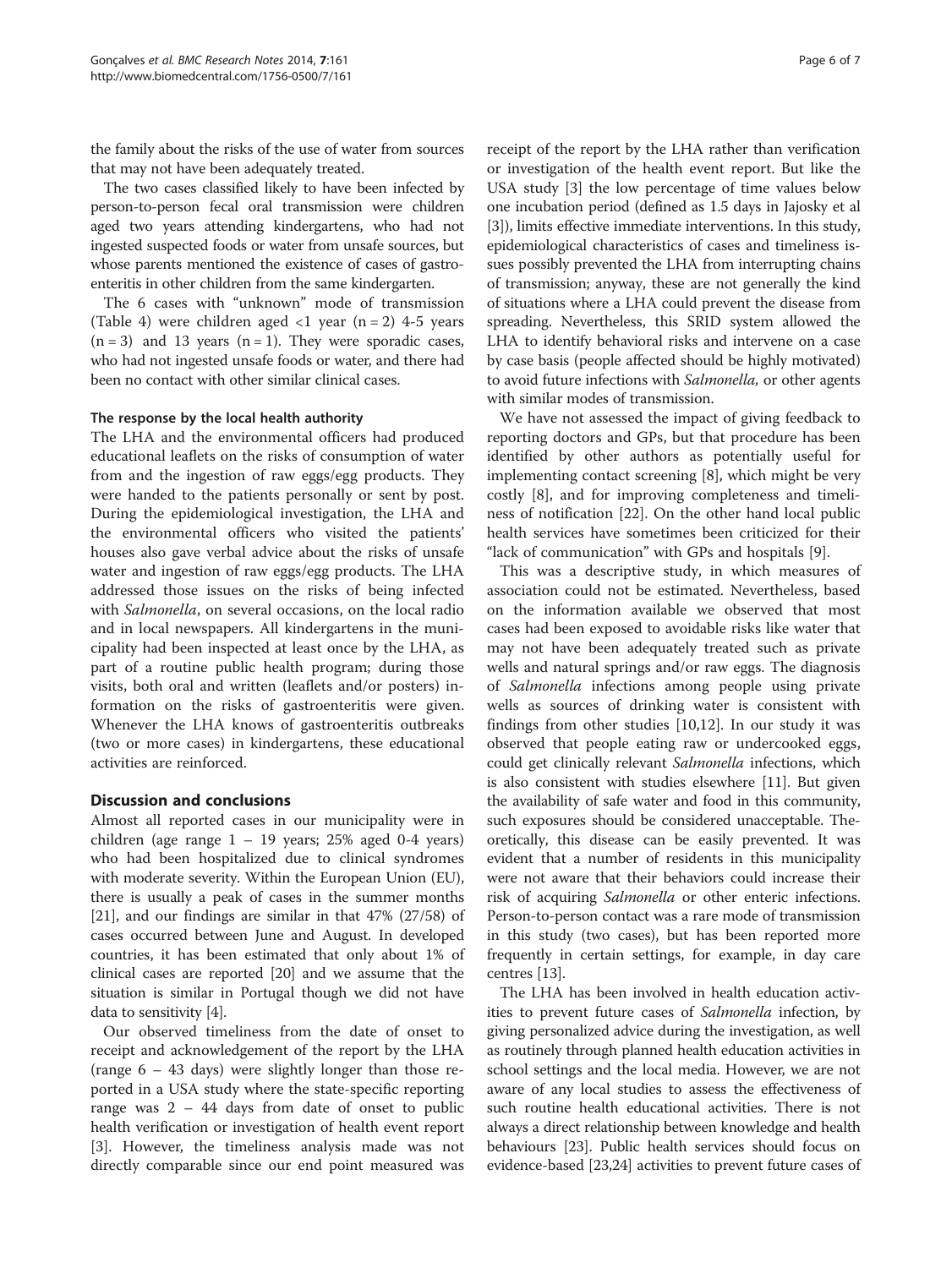the family about the risks of the use of water from sources that may not have been adequately treated.

The two cases classified likely to have been infected by person-to-person fecal oral transmission were children aged two years attending kindergartens, who had not ingested suspected foods or water from unsafe sources, but whose parents mentioned the existence of cases of gastroenteritis in other children from the same kindergarten.

The 6 cases with "unknown" mode of transmission (Table 4) were children aged <1 year (n = 2) 4-5 years (n = 3) and 13 years (n = 1). They were sporadic cases, who had not ingested unsafe foods or water, and there had been no contact with other similar clinical cases.

### The response by the local health authority

The LHA and the environmental officers had produced educational leaflets on the risks of consumption of water from and the ingestion of raw eggs/egg products. They were handed to the patients personally or sent by post. During the epidemiological investigation, the LHA and the environmental officers who visited the patients' houses also gave verbal advice about the risks of unsafe water and ingestion of raw eggs/egg products. The LHA addressed those issues on the risks of being infected with *Salmonella*, on several occasions, on the local radio and in local newspapers. All kindergartens in the municipality had been inspected at least once by the LHA, as part of a routine public health program; during those visits, both oral and written (leaflets and/or posters) information on the risks of gastroenteritis were given. Whenever the LHA knows of gastroenteritis outbreaks (two or more cases) in kindergartens, these educational activities are reinforced.

## Discussion and conclusions

Almost all reported cases in our municipality were in children (age range 1 – 19 years; 25% aged 0-4 years) who had been hospitalized due to clinical syndromes with moderate severity. Within the European Union (EU), there is usually a peak of cases in the summer months [21], and our findings are similar in that 47% (27/58) of cases occurred between June and August. In developed countries, it has been estimated that only about 1% of clinical cases are reported [20] and we assume that the situation is similar in Portugal though we did not have data to sensitivity [4].

Our observed timeliness from the date of onset to receipt and acknowledgement of the report by the LHA (range 6 – 43 days) were slightly longer than those reported in a USA study where the state-specific reporting range was 2 – 44 days from date of onset to public health verification or investigation of health event report [3]. However, the timeliness analysis made was not directly comparable since our end point measured was receipt of the report by the LHA rather than verification or investigation of the health event report. But like the USA study [3] the low percentage of time values below one incubation period (defined as 1.5 days in Jajosky et al [3]), limits effective immediate interventions. In this study, epidemiological characteristics of cases and timeliness issues possibly prevented the LHA from interrupting chains of transmission; anyway, these are not generally the kind of situations where a LHA could prevent the disease from spreading. Nevertheless, this SRID system allowed the LHA to identify behavioral risks and intervene on a case by case basis (people affected should be highly motivated) to avoid future infections with *Salmonella,* or other agents with similar modes of transmission.

We have not assessed the impact of giving feedback to reporting doctors and GPs, but that procedure has been identified by other authors as potentially useful for implementing contact screening [8], which might be very costly [8], and for improving completeness and timeliness of notification [22]. On the other hand local public health services have sometimes been criticized for their "lack of communication" with GPs and hospitals [9].

This was a descriptive study, in which measures of association could not be estimated. Nevertheless, based on the information available we observed that most cases had been exposed to avoidable risks like water that may not have been adequately treated such as private wells and natural springs and/or raw eggs. The diagnosis of *Salmonella* infections among people using private wells as sources of drinking water is consistent with findings from other studies [10,12]. In our study it was observed that people eating raw or undercooked eggs, could get clinically relevant *Salmonella* infections, which is also consistent with studies elsewhere [11]. But given the availability of safe water and food in this community, such exposures should be considered unacceptable. Theoretically, this disease can be easily prevented. It was evident that a number of residents in this municipality were not aware that their behaviors could increase their risk of acquiring *Salmonella* or other enteric infections. Person-to-person contact was a rare mode of transmission in this study (two cases), but has been reported more frequently in certain settings, for example, in day care centres [13].

The LHA has been involved in health education activities to prevent future cases of *Salmonella* infection, by giving personalized advice during the investigation, as well as routinely through planned health education activities in school settings and the local media. However, we are not aware of any local studies to assess the effectiveness of such routine health educational activities. There is not always a direct relationship between knowledge and health behaviours [23]. Public health services should focus on evidence-based [23,24] activities to prevent future cases of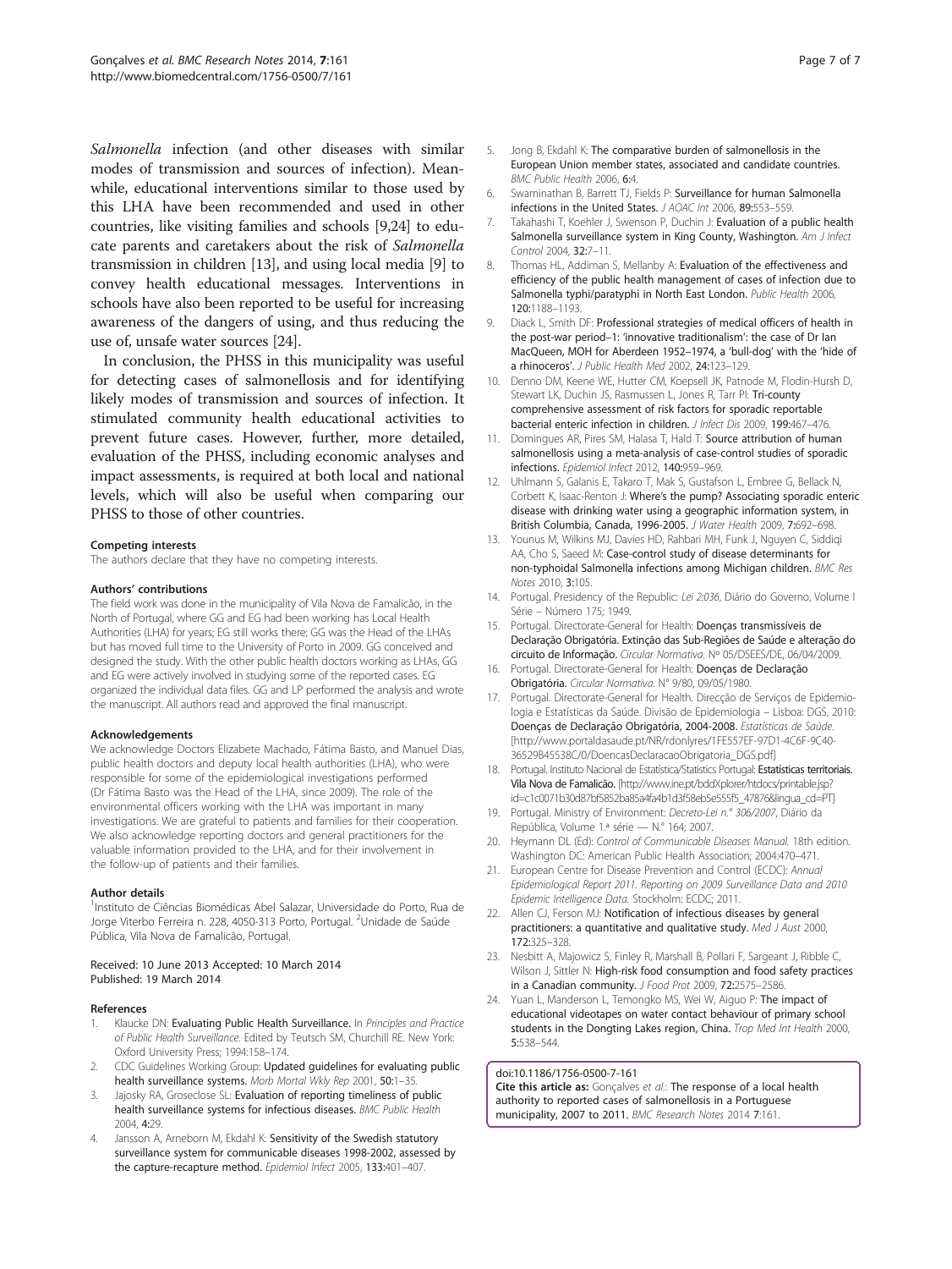*Salmonella* infection (and other diseases with similar modes of transmission and sources of infection). Meanwhile, educational interventions similar to those used by this LHA have been recommended and used in other countries, like visiting families and schools [9,24] to educate parents and caretakers about the risk of *Salmonella* transmission in children [13], and using local media [9] to convey health educational messages. Interventions in schools have also been reported to be useful for increasing awareness of the dangers of using, and thus reducing the use of, unsafe water sources [24].

In conclusion, the PHSS in this municipality was useful for detecting cases of salmonellosis and for identifying likely modes of transmission and sources of infection. It stimulated community health educational activities to prevent future cases. However, further, more detailed, evaluation of the PHSS, including economic analyses and impact assessments, is required at both local and national levels, which will also be useful when comparing our PHSS to those of other countries.

#### Competing interests

The authors declare that they have no competing interests.

#### Authors' contributions

The field work was done in the municipality of Vila Nova de Famalicão, in the North of Portugal, where GG and EG had been working has Local Health Authorities (LHA) for years; EG still works there; GG was the Head of the LHAs but has moved full time to the University of Porto in 2009. GG conceived and designed the study. With the other public health doctors working as LHAs, GG and EG were actively involved in studying some of the reported cases. EG organized the individual data files. GG and LP performed the analysis and wrote the manuscript. All authors read and approved the final manuscript.

#### Acknowledgements

We acknowledge Doctors Elizabete Machado, Fátima Basto, and Manuel Dias, public health doctors and deputy local health authorities (LHA), who were responsible for some of the epidemiological investigations performed (Dr Fátima Basto was the Head of the LHA, since 2009). The role of the environmental officers working with the LHA was important in many investigations. We are grateful to patients and families for their cooperation. We also acknowledge reporting doctors and general practitioners for the valuable information provided to the LHA, and for their involvement in the follow-up of patients and their families.

#### Author details

[1]Instituto de Ciências Biomédicas Abel Salazar, Universidade do Porto, Rua de Jorge Viterbo Ferreira n. 228, 4050-313 Porto, Portugal. [2]Unidade de Saúde Pública, Vila Nova de Famalicão, Portugal.

Received: 10 June 2013 Accepted: 10 March 2014
Published: 19 March 2014

#### References

1. Klaucke DN: **Evaluating Public Health Surveillance.** In *Principles and Practice of Public Health Surveillance.* Edited by Teutsch SM, Churchill RE. New York: Oxford University Press; 1994:158–174.
2. CDC Guidelines Working Group: **Updated guidelines for evaluating public health surveillance systems.** *Morb Mortal Wkly Rep* 2001, **50**:1–35.
3. Jajosky RA, Groseclose SL: **Evaluation of reporting timeliness of public health surveillance systems for infectious diseases.** *BMC Public Health* 2004, **4**:29.
4. Jansson A, Arneborn M, Ekdahl K: **Sensitivity of the Swedish statutory surveillance system for communicable diseases 1998-2002, assessed by the capture-recapture method.** *Epidemiol Infect* 2005, **133**:401–407.
5. Jong B, Ekdahl K: **The comparative burden of salmonellosis in the European Union member states, associated and candidate countries.** *BMC Public Health* 2006, **6**:4.
6. Swaminathan B, Barrett TJ, Fields P: **Surveillance for human Salmonella infections in the United States.** *J AOAC Int* 2006, **89**:553–559.
7. Takahashi T, Koehler J, Swenson P, Duchin J: **Evaluation of a public health Salmonella surveillance system in King County, Washington.** *Am J Infect Control* 2004, **32**:7–11.
8. Thomas HL, Addiman S, Mellanby A: **Evaluation of the effectiveness and efficiency of the public health management of cases of infection due to Salmonella typhi/paratyphi in North East London.** *Public Health* 2006, **120**:1188–1193.
9. Diack L, Smith DF: **Professional strategies of medical officers of health in the post-war period–1: 'innovative traditionalism': the case of Dr Ian MacQueen, MOH for Aberdeen 1952–1974, a 'bull-dog' with the 'hide of a rhinoceros'.** *J Public Health Med* 2002, **24**:123–129.
10. Denno DM, Keene WE, Hutter CM, Koepsell JK, Patnode M, Flodin-Hursh D, Stewart LK, Duchin JS, Rasmussen L, Jones R, Tarr PI: **Tri-county comprehensive assessment of risk factors for sporadic reportable bacterial enteric infection in children.** *J Infect Dis* 2009, **199**:467–476.
11. Domingues AR, Pires SM, Halasa T, Hald T: **Source attribution of human salmonellosis using a meta-analysis of case-control studies of sporadic infections.** *Epidemiol Infect* 2012, **140**:959–969.
12. Uhlmann S, Galanis E, Takaro T, Mak S, Gustafson L, Embree G, Bellack N, Corbett K, Isaac-Renton J: **Where's the pump? Associating sporadic enteric disease with drinking water using a geographic information system, in British Columbia, Canada, 1996-2005.** *J Water Health* 2009, **7**:692–698.
13. Younus M, Wilkins MJ, Davies HD, Rahbari MH, Funk J, Nguyen C, Siddiqi AA, Cho S, Saeed M: **Case-control study of disease determinants for non-typhoidal Salmonella infections among Michigan children.** *BMC Res Notes* 2010, **3**:105.
14. Portugal. Presidency of the Republic: *Lei 2:036*, Diário do Governo, Volume I Série – Número 175; 1949.
15. Portugal. Directorate-General for Health: **Doenças transmissíveis de Declaração Obrigatória. Extinção das Sub-Regiões de Saúde e alteração do circuito de Informação.** *Circular Normativa*. Nº 05/DSEES/DE, 06/04/2009.
16. Portugal. Directorate-General for Health: **Doenças de Declaração Obrigatória.** *Circular Normativa*. N° 9/80, 09/05/1980.
17. Portugal. Directorate-General for Health. Direcção de Serviços de Epidemiologia e Estatísticas da Saúde. Divisão de Epidemiologia – Lisboa: DGS, 2010: **Doenças de Declaração Obrigatória, 2004-2008.** *Estatísticas de Saúde*. [http://www.portaldasaude.pt/NR/rdonlyres/1FE557EF-97D1-4C6F-9C40-36529B45538C/0/DoencasDeclaracaoObrigatoria_DGS.pdf]
18. Portugal. Instituto Nacional de Estatística/Statistics Portugal: **Estatísticas territoriais. Vila Nova de Famalicão.** [http://www.ine.pt/bddXplorer/htdocs/printable.jsp?id=c1c0071b30d87bf5852ba85a4fa4b1d3f58eb5e555f5_47876&lingua_cd=PT]
19. Portugal. Ministry of Environment: *Decreto-Lei n.° 306/2007*, Diário da República, Volume 1.ª série — N.° 164; 2007.
20. Heymann DL (Ed): *Control of Communicable Diseases Manual.* 18th edition. Washington DC: American Public Health Association; 2004:470–471.
21. European Centre for Disease Prevention and Control (ECDC): *Annual Epidemiological Report 2011. Reporting on 2009 Surveillance Data and 2010 Epidemic Intelligence Data.* Stockholm: ECDC; 2011.
22. Allen CJ, Ferson MJ: **Notification of infectious diseases by general practitioners: a quantitative and qualitative study.** *Med J Aust* 2000, **172**:325–328.
23. Nesbitt A, Majowicz S, Finley R, Marshall B, Pollari F, Sargeant J, Ribble C, Wilson J, Sittler N: **High-risk food consumption and food safety practices in a Canadian community.** *J Food Prot* 2009, **72**:2575–2586.
24. Yuan L, Manderson L, Temongko MS, Wei W, Aiguo P: **The impact of educational videotapes on water contact behaviour of primary school students in the Dongting Lakes region, China.** *Trop Med Int Health* 2000, **5**:538–544.

doi:10.1186/1756-0500-7-161
**Cite this article as:** Gonçalves *et al.*: The response of a local health authority to reported cases of salmonellosis in a Portuguese municipality, 2007 to 2011. *BMC Research Notes* 2014 **7**:161.